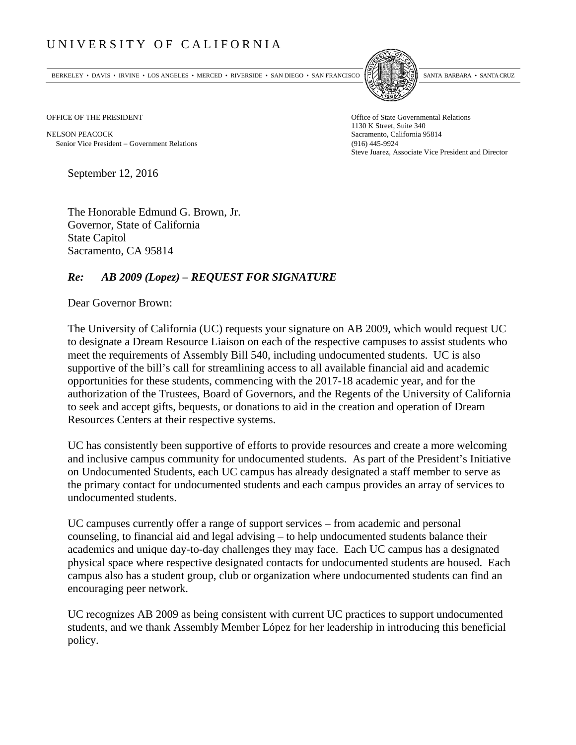# UNIVERSITY OF CALIFORNIA

BERKELEY • DAVIS • IRVINE • LOS ANGELES • MERCED • RIVERSIDE • SAN DIEGO • SAN FRANCISCO SANTA BARBARA • SANTA CRUZ

OFFICE OF THE PRESIDENT

NELSON PEACOCK
Senior Vice President – Government Relations

Office of State Governmental Relations
1130 K Street, Suite 340
Sacramento, California 95814
(916) 445-9924
Steve Juarez, Associate Vice President and Director

September 12, 2016

The Honorable Edmund G. Brown, Jr.
Governor, State of California
State Capitol
Sacramento, CA 95814

***Re: AB 2009 (Lopez) – REQUEST FOR SIGNATURE***

Dear Governor Brown:

The University of California (UC) requests your signature on AB 2009, which would request UC to designate a Dream Resource Liaison on each of the respective campuses to assist students who meet the requirements of Assembly Bill 540, including undocumented students. UC is also supportive of the bill's call for streamlining access to all available financial aid and academic opportunities for these students, commencing with the 2017-18 academic year, and for the authorization of the Trustees, Board of Governors, and the Regents of the University of California to seek and accept gifts, bequests, or donations to aid in the creation and operation of Dream Resources Centers at their respective systems.

UC has consistently been supportive of efforts to provide resources and create a more welcoming and inclusive campus community for undocumented students. As part of the President's Initiative on Undocumented Students, each UC campus has already designated a staff member to serve as the primary contact for undocumented students and each campus provides an array of services to undocumented students.

UC campuses currently offer a range of support services – from academic and personal counseling, to financial aid and legal advising – to help undocumented students balance their academics and unique day-to-day challenges they may face. Each UC campus has a designated physical space where respective designated contacts for undocumented students are housed. Each campus also has a student group, club or organization where undocumented students can find an encouraging peer network.

UC recognizes AB 2009 as being consistent with current UC practices to support undocumented students, and we thank Assembly Member López for her leadership in introducing this beneficial policy.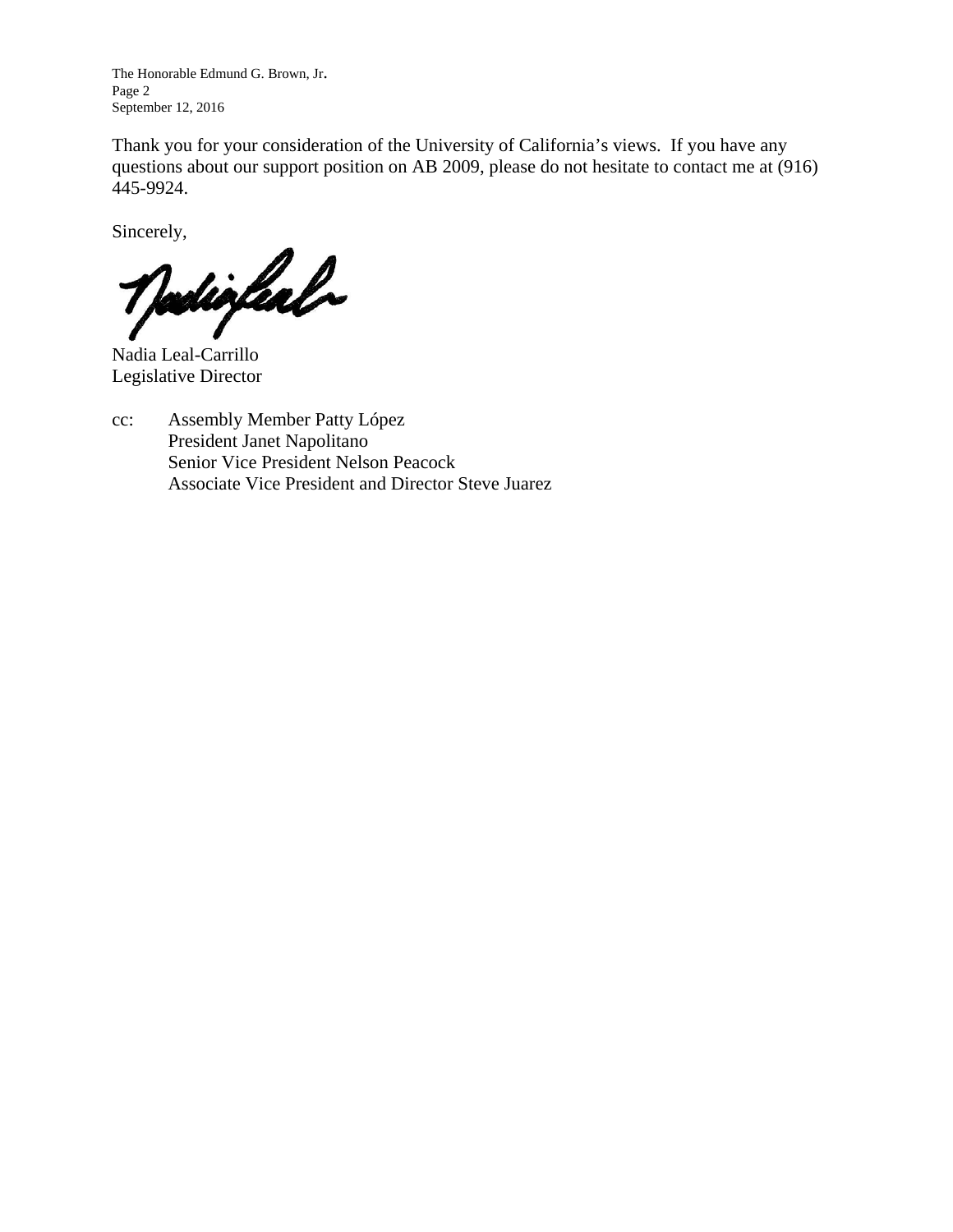Thank you for your consideration of the University of California's views. If you have any questions about our support position on AB 2009, please do not hesitate to contact me at (916) 445-9924.

Sincerely,

Nadia Leal-Carrillo
Legislative Director

cc: Assembly Member Patty López
President Janet Napolitano
Senior Vice President Nelson Peacock
Associate Vice President and Director Steve Juarez